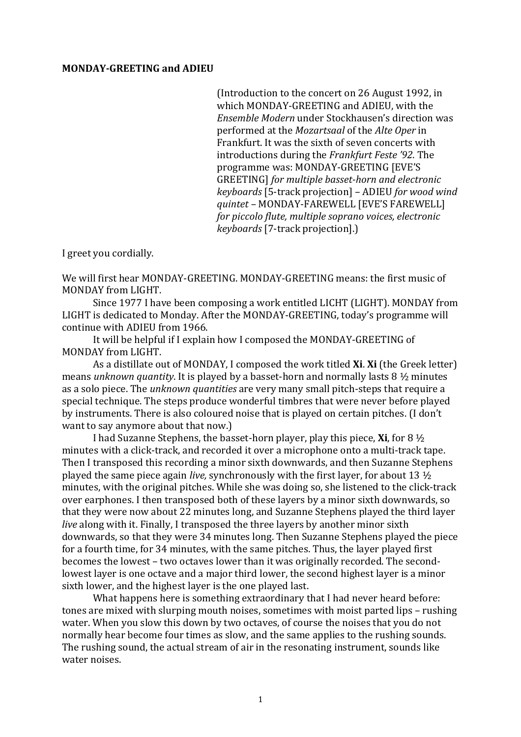**MONDAY-GREETING and ADIEU**

(Introduction to the concert on 26 August 1992, in which MONDAY-GREETING and ADIEU, with the *Ensemble Modern* under Stockhausen's direction was performed at the *Mozartsaal* of the *Alte Oper* in Frankfurt. It was the sixth of seven concerts with introductions during the *Frankfurt Feste '92*. The programme was: MONDAY-GREETING [EVE'S GREETING] *for multiple basset-horn and electronic keyboards* [5-track projection] – ADIEU *for wood wind quintet* – MONDAY-FAREWELL [EVE'S FAREWELL] *for piccolo flute, multiple soprano voices, electronic keyboards* [7-track projection].)

I greet you cordially.

We will first hear MONDAY-GREETING. MONDAY-GREETING means: the first music of MONDAY from LIGHT.

Since 1977 I have been composing a work entitled LICHT (LIGHT). MONDAY from LIGHT is dedicated to Monday. After the MONDAY-GREETING, today's programme will continue with ADIEU from 1966.

It will be helpful if I explain how I composed the MONDAY-GREETING of MONDAY from LIGHT.

As a distillate out of MONDAY, I composed the work titled **Xi**. **Xi** (the Greek letter) means *unknown quantity*. It is played by a basset-horn and normally lasts 8 ½ minutes as a solo piece. The *unknown quantities* are very many small pitch-steps that require a special technique. The steps produce wonderful timbres that were never before played by instruments. There is also coloured noise that is played on certain pitches. (I don't want to say anymore about that now.)

I had Suzanne Stephens, the basset-horn player, play this piece, **Xi**, for 8 ½ minutes with a click-track, and recorded it over a microphone onto a multi-track tape. Then I transposed this recording a minor sixth downwards, and then Suzanne Stephens played the same piece again *live,* synchronously with the first layer, for about 13 ½ minutes, with the original pitches. While she was doing so, she listened to the click-track over earphones. I then transposed both of these layers by a minor sixth downwards, so that they were now about 22 minutes long, and Suzanne Stephens played the third layer *live* along with it. Finally, I transposed the three layers by another minor sixth downwards, so that they were 34 minutes long. Then Suzanne Stephens played the piece for a fourth time, for 34 minutes, with the same pitches. Thus, the layer played first becomes the lowest – two octaves lower than it was originally recorded. The second-lowest layer is one octave and a major third lower, the second highest layer is a minor sixth lower, and the highest layer is the one played last.

What happens here is something extraordinary that I had never heard before: tones are mixed with slurping mouth noises, sometimes with moist parted lips – rushing water. When you slow this down by two octaves, of course the noises that you do not normally hear become four times as slow, and the same applies to the rushing sounds. The rushing sound, the actual stream of air in the resonating instrument, sounds like water noises.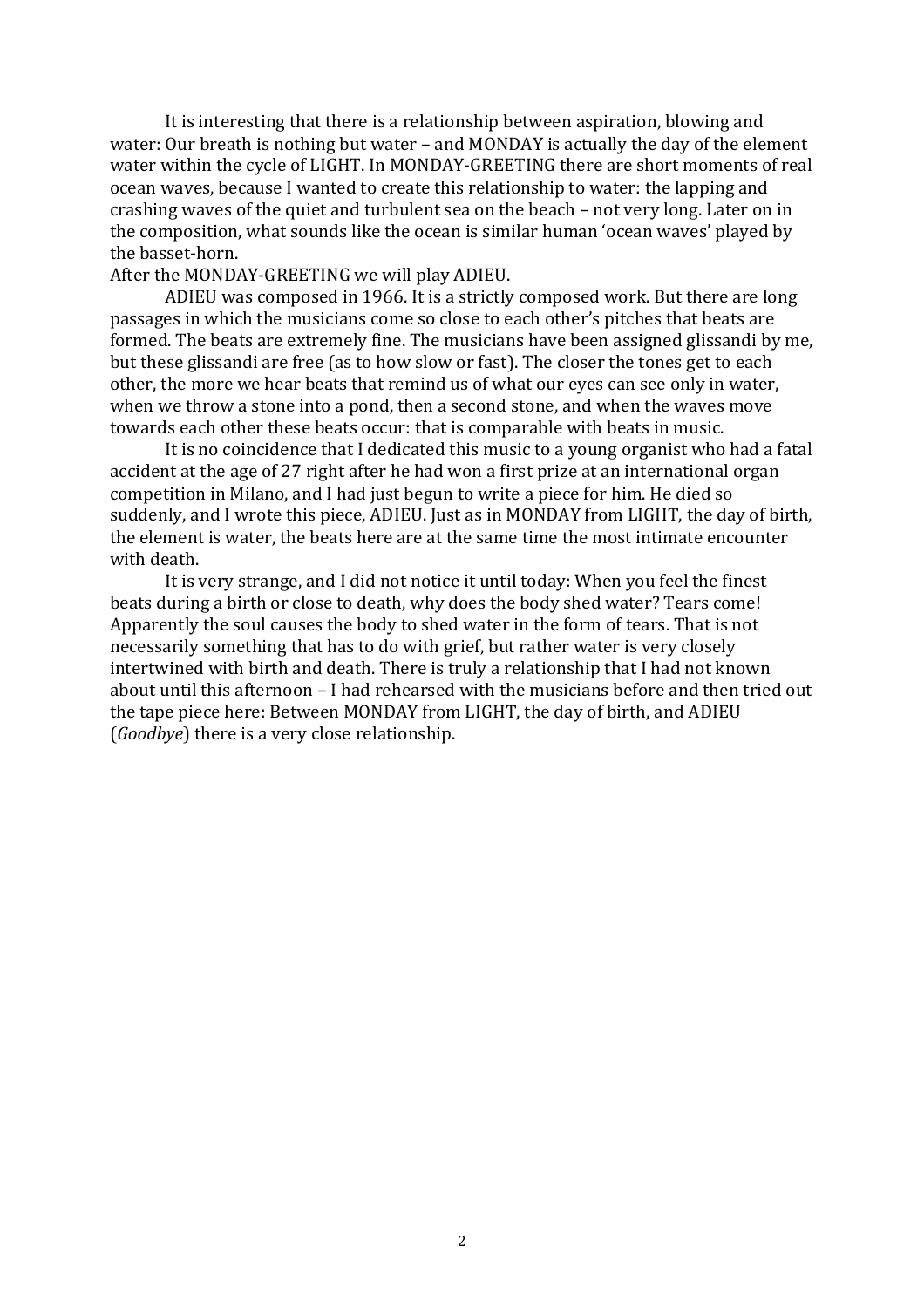It is interesting that there is a relationship between aspiration, blowing and water: Our breath is nothing but water – and MONDAY is actually the day of the element water within the cycle of LIGHT. In MONDAY-GREETING there are short moments of real ocean waves, because I wanted to create this relationship to water: the lapping and crashing waves of the quiet and turbulent sea on the beach – not very long. Later on in the composition, what sounds like the ocean is similar human 'ocean waves' played by the basset-horn.

After the MONDAY-GREETING we will play ADIEU.

ADIEU was composed in 1966. It is a strictly composed work. But there are long passages in which the musicians come so close to each other's pitches that beats are formed. The beats are extremely fine. The musicians have been assigned glissandi by me, but these glissandi are free (as to how slow or fast). The closer the tones get to each other, the more we hear beats that remind us of what our eyes can see only in water, when we throw a stone into a pond, then a second stone, and when the waves move towards each other these beats occur: that is comparable with beats in music.

It is no coincidence that I dedicated this music to a young organist who had a fatal accident at the age of 27 right after he had won a first prize at an international organ competition in Milano, and I had just begun to write a piece for him. He died so suddenly, and I wrote this piece, ADIEU. Just as in MONDAY from LIGHT, the day of birth, the element is water, the beats here are at the same time the most intimate encounter with death.

It is very strange, and I did not notice it until today: When you feel the finest beats during a birth or close to death, why does the body shed water? Tears come! Apparently the soul causes the body to shed water in the form of tears. That is not necessarily something that has to do with grief, but rather water is very closely intertwined with birth and death. There is truly a relationship that I had not known about until this afternoon – I had rehearsed with the musicians before and then tried out the tape piece here: Between MONDAY from LIGHT, the day of birth, and ADIEU (*Goodbye*) there is a very close relationship.